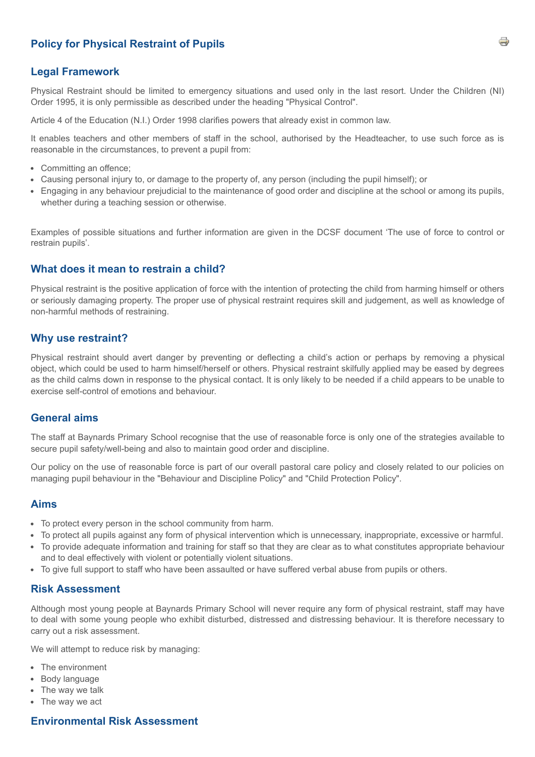# Policy for Physical Restraint of Pupils

## Legal Framework

Physical Restraint should be limited to emergency situations and used only in the last resort. Under the Children (NI) Order 1995, it is only permissible as described under the heading "Physical Control".

Article 4 of the Education (N.I.) Order 1998 clarifies powers that already exist in common law.

It enables teachers and other members of staff in the school, authorised by the Headteacher, to use such force as is reasonable in the circumstances, to prevent a pupil from:

- Committing an offence;
- Causing personal injury to, or damage to the property of, any person (including the pupil himself); or
- Engaging in any behaviour prejudicial to the maintenance of good order and discipline at the school or among its pupils, whether during a teaching session or otherwise.

Examples of possible situations and further information are given in the DCSF document 'The use of force to control or restrain pupils'.

## What does it mean to restrain a child?

Physical restraint is the positive application of force with the intention of protecting the child from harming himself or others or seriously damaging property. The proper use of physical restraint requires skill and judgement, as well as knowledge of non-harmful methods of restraining.

## Why use restraint?

Physical restraint should avert danger by preventing or deflecting a child's action or perhaps by removing a physical object, which could be used to harm himself/herself or others. Physical restraint skilfully applied may be eased by degrees as the child calms down in response to the physical contact. It is only likely to be needed if a child appears to be unable to exercise self-control of emotions and behaviour.

## General aims

The staff at Baynards Primary School recognise that the use of reasonable force is only one of the strategies available to secure pupil safety/well-being and also to maintain good order and discipline.

Our policy on the use of reasonable force is part of our overall pastoral care policy and closely related to our policies on managing pupil behaviour in the "Behaviour and Discipline Policy" and "Child Protection Policy".

## Aims

- To protect every person in the school community from harm.
- To protect all pupils against any form of physical intervention which is unnecessary, inappropriate, excessive or harmful.
- To provide adequate information and training for staff so that they are clear as to what constitutes appropriate behaviour and to deal effectively with violent or potentially violent situations.
- To give full support to staff who have been assaulted or have suffered verbal abuse from pupils or others.

## Risk Assessment

Although most young people at Baynards Primary School will never require any form of physical restraint, staff may have to deal with some young people who exhibit disturbed, distressed and distressing behaviour. It is therefore necessary to carry out a risk assessment.

We will attempt to reduce risk by managing:

- The environment
- Body language
- The way we talk
- The way we act

## Environmental Risk Assessment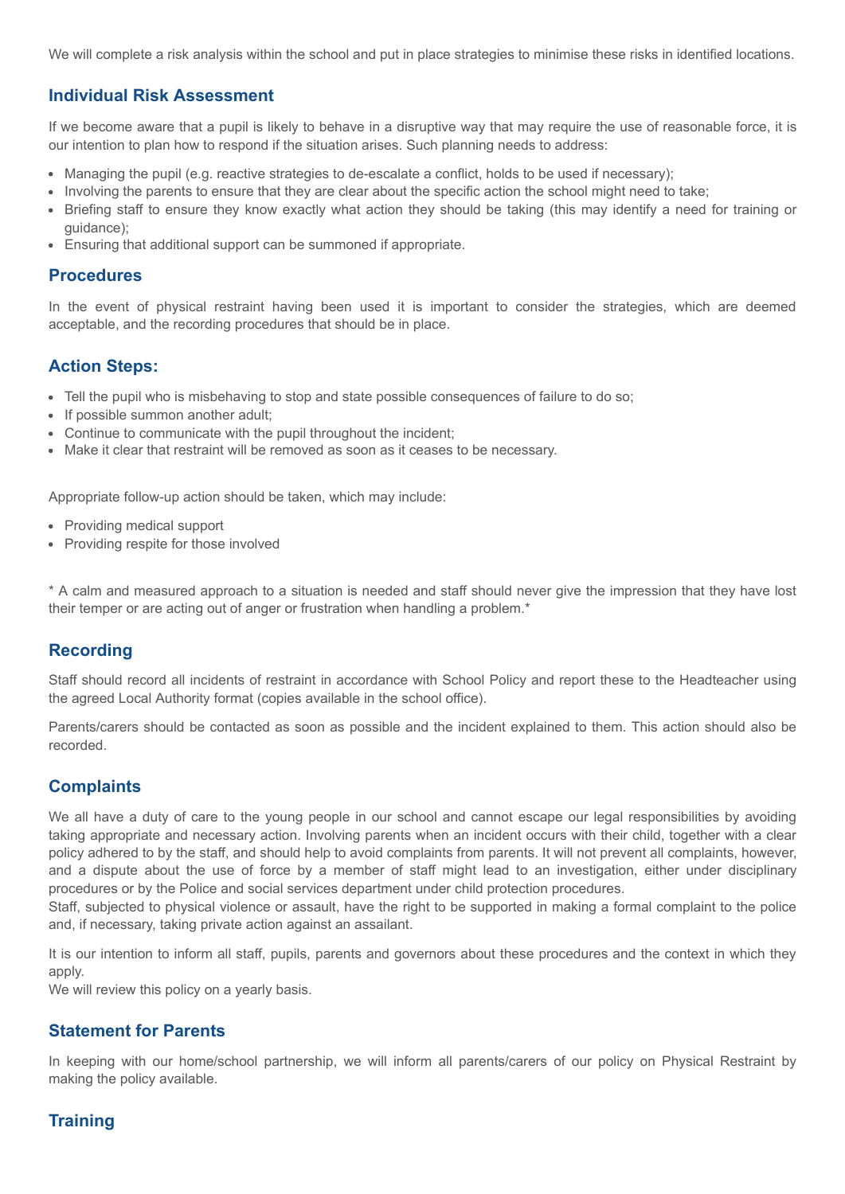We will complete a risk analysis within the school and put in place strategies to minimise these risks in identified locations.

## Individual Risk Assessment

If we become aware that a pupil is likely to behave in a disruptive way that may require the use of reasonable force, it is our intention to plan how to respond if the situation arises. Such planning needs to address:

- Managing the pupil (e.g. reactive strategies to de-escalate a conflict, holds to be used if necessary);
- Involving the parents to ensure that they are clear about the specific action the school might need to take;
- Briefing staff to ensure they know exactly what action they should be taking (this may identify a need for training or guidance);
- Ensuring that additional support can be summoned if appropriate.

## Procedures

In the event of physical restraint having been used it is important to consider the strategies, which are deemed acceptable, and the recording procedures that should be in place.

## Action Steps:

- Tell the pupil who is misbehaving to stop and state possible consequences of failure to do so;
- If possible summon another adult;
- Continue to communicate with the pupil throughout the incident;
- Make it clear that restraint will be removed as soon as it ceases to be necessary.

Appropriate follow-up action should be taken, which may include:

- Providing medical support
- Providing respite for those involved

* A calm and measured approach to a situation is needed and staff should never give the impression that they have lost their temper or are acting out of anger or frustration when handling a problem.*

## Recording

Staff should record all incidents of restraint in accordance with School Policy and report these to the Headteacher using the agreed Local Authority format (copies available in the school office).

Parents/carers should be contacted as soon as possible and the incident explained to them. This action should also be recorded.

## Complaints

We all have a duty of care to the young people in our school and cannot escape our legal responsibilities by avoiding taking appropriate and necessary action. Involving parents when an incident occurs with their child, together with a clear policy adhered to by the staff, and should help to avoid complaints from parents. It will not prevent all complaints, however, and a dispute about the use of force by a member of staff might lead to an investigation, either under disciplinary procedures or by the Police and social services department under child protection procedures.
Staff, subjected to physical violence or assault, have the right to be supported in making a formal complaint to the police and, if necessary, taking private action against an assailant.

It is our intention to inform all staff, pupils, parents and governors about these procedures and the context in which they apply.
We will review this policy on a yearly basis.

## Statement for Parents

In keeping with our home/school partnership, we will inform all parents/carers of our policy on Physical Restraint by making the policy available.

## Training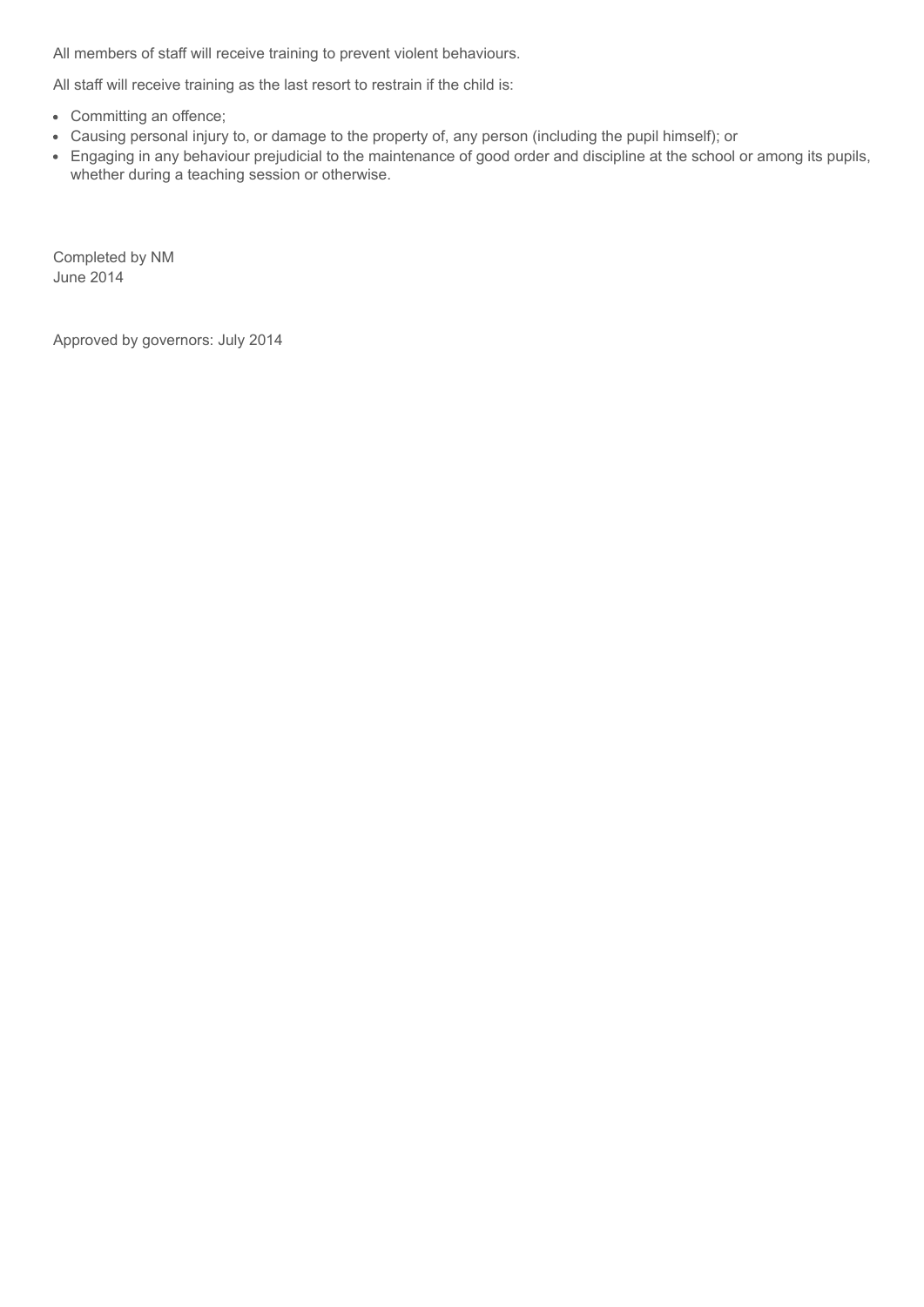All members of staff will receive training to prevent violent behaviours.

All staff will receive training as the last resort to restrain if the child is:

- Committing an offence;
- Causing personal injury to, or damage to the property of, any person (including the pupil himself); or
- Engaging in any behaviour prejudicial to the maintenance of good order and discipline at the school or among its pupils, whether during a teaching session or otherwise.

Completed by NM
June 2014

Approved by governors: July 2014